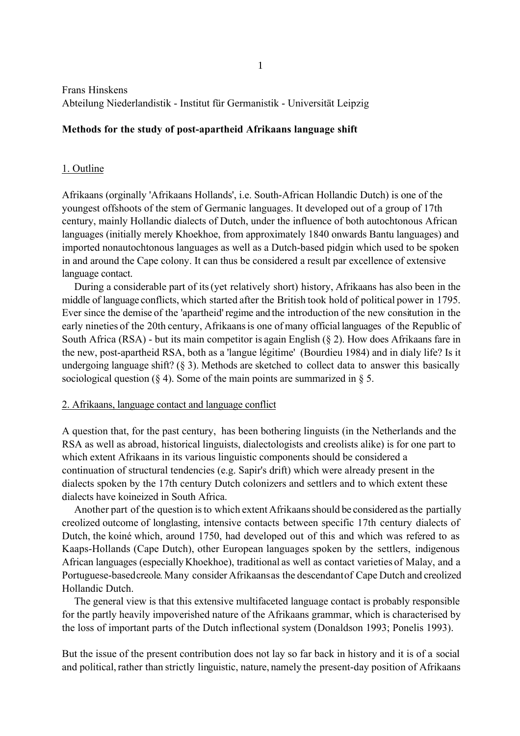Frans Hinskens
Abteilung Niederlandistik - Institut für Germanistik - Universität Leipzig

**Methods for the study of post-apartheid Afrikaans language shift**

## 1. Outline

Afrikaans (orginally 'Afrikaans Hollands', i.e. South-African Hollandic Dutch) is one of the youngest offshoots of the stem of Germanic languages. It developed out of a group of 17th century, mainly Hollandic dialects of Dutch, under the influence of both autochtonous African languages (initially merely Khoekhoe, from approximately 1840 onwards Bantu languages) and imported nonautochtonous languages as well as a Dutch-based pidgin which used to be spoken in and around the Cape colony. It can thus be considered a result par excellence of extensive language contact.

During a considerable part of its (yet relatively short) history, Afrikaans has also been in the middle of language conflicts, which started after the British took hold of political power in 1795. Ever since the demise of the 'apartheid' regime and the introduction of the new consitution in the early nineties of the 20th century, Afrikaans is one of many official languages of the Republic of South Africa (RSA) - but its main competitor is again English (§ 2). How does Afrikaans fare in the new, post-apartheid RSA, both as a 'langue légitime' (Bourdieu 1984) and in dialy life? Is it undergoing language shift? (§ 3). Methods are sketched to collect data to answer this basically sociological question (§ 4). Some of the main points are summarized in § 5.

## 2. Afrikaans, language contact and language conflict

A question that, for the past century, has been bothering linguists (in the Netherlands and the RSA as well as abroad, historical linguists, dialectologists and creolists alike) is for one part to which extent Afrikaans in its various linguistic components should be considered a continuation of structural tendencies (e.g. Sapir's drift) which were already present in the dialects spoken by the 17th century Dutch colonizers and settlers and to which extent these dialects have koineized in South Africa.

Another part of the question is to which extent Afrikaans should be considered as the partially creolized outcome of longlasting, intensive contacts between specific 17th century dialects of Dutch, the koiné which, around 1750, had developed out of this and which was refered to as Kaaps-Hollands (Cape Dutch), other European languages spoken by the settlers, indigenous African languages (especially Khoekhoe), traditional as well as contact varieties of Malay, and a Portuguese-based creole. Many consider Afrikaans as the descendant of Cape Dutch and creolized Hollandic Dutch.

The general view is that this extensive multifaceted language contact is probably responsible for the partly heavily impoverished nature of the Afrikaans grammar, which is characterised by the loss of important parts of the Dutch inflectional system (Donaldson 1993; Ponelis 1993).

But the issue of the present contribution does not lay so far back in history and it is of a social and political, rather than strictly linguistic, nature, namely the present-day position of Afrikaans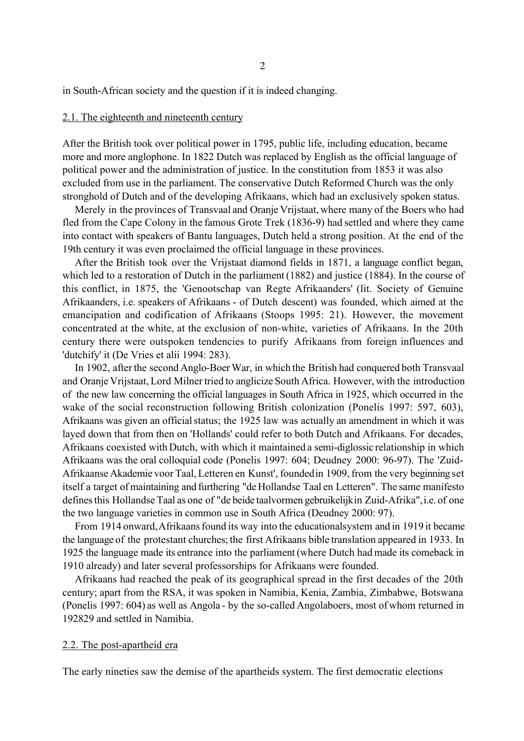in South-African society and the question if it is indeed changing.

## 2.1. The eighteenth and nineteenth century

After the British took over political power in 1795, public life, including education, became more and more anglophone. In 1822 Dutch was replaced by English as the official language of political power and the administration of justice. In the constitution from 1853 it was also excluded from use in the parliament. The conservative Dutch Reformed Church was the only stronghold of Dutch and of the developing Afrikaans, which had an exclusively spoken status.

Merely in the provinces of Transvaal and Oranje Vrijstaat, where many of the Boers who had fled from the Cape Colony in the famous Grote Trek (1836-9) had settled and where they came into contact with speakers of Bantu languages, Dutch held a strong position. At the end of the 19th century it was even proclaimed the official language in these provinces.

After the British took over the Vrijstaat diamond fields in 1871, a language conflict began, which led to a restoration of Dutch in the parliament (1882) and justice (1884). In the course of this conflict, in 1875, the 'Genootschap van Regte Afrikaanders' (lit. Society of Genuine Afrikaanders, i.e. speakers of Afrikaans - of Dutch descent) was founded, which aimed at the emancipation and codification of Afrikaans (Stoops 1995: 21). However, the movement concentrated at the white, at the exclusion of non-white, varieties of Afrikaans. In the 20th century there were outspoken tendencies to purify Afrikaans from foreign influences and 'dutchify' it (De Vries et alii 1994: 283).

In 1902, after the second Anglo-Boer War, in which the British had conquered both Transvaal and Oranje Vrijstaat, Lord Milner tried to anglicize South Africa. However, with the introduction of the new law concerning the official languages in South Africa in 1925, which occurred in the wake of the social reconstruction following British colonization (Ponelis 1997: 597, 603), Afrikaans was given an official status; the 1925 law was actually an amendment in which it was layed down that from then on 'Hollands' could refer to both Dutch and Afrikaans. For decades, Afrikaans coexisted with Dutch, with which it maintained a semi-diglossic relationship in which Afrikaans was the oral colloquial code (Ponelis 1997: 604; Deudney 2000: 96-97). The 'Zuid-Afrikaanse Akademie voor Taal, Letteren en Kunst', founded in 1909, from the very beginning set itself a target of maintaining and furthering "de Hollandse Taal en Letteren". The same manifesto defines this Hollandse Taal as one of "de beide taalvormen gebruikelijk in Zuid-Afrika", i.e. of one the two language varieties in common use in South Africa (Deudney 2000: 97).

From 1914 onward, Afrikaans found its way into the educational system and in 1919 it became the language of the protestant churches; the first Afrikaans bible translation appeared in 1933. In 1925 the language made its entrance into the parliament (where Dutch had made its comeback in 1910 already) and later several professorships for Afrikaans were founded.

Afrikaans had reached the peak of its geographical spread in the first decades of the 20th century; apart from the RSA, it was spoken in Namibia, Kenia, Zambia, Zimbabwe, Botswana (Ponelis 1997: 604) as well as Angola - by the so-called Angolaboers, most of whom returned in 192829 and settled in Namibia.

## 2.2. The post-apartheid era

The early nineties saw the demise of the apartheids system. The first democratic elections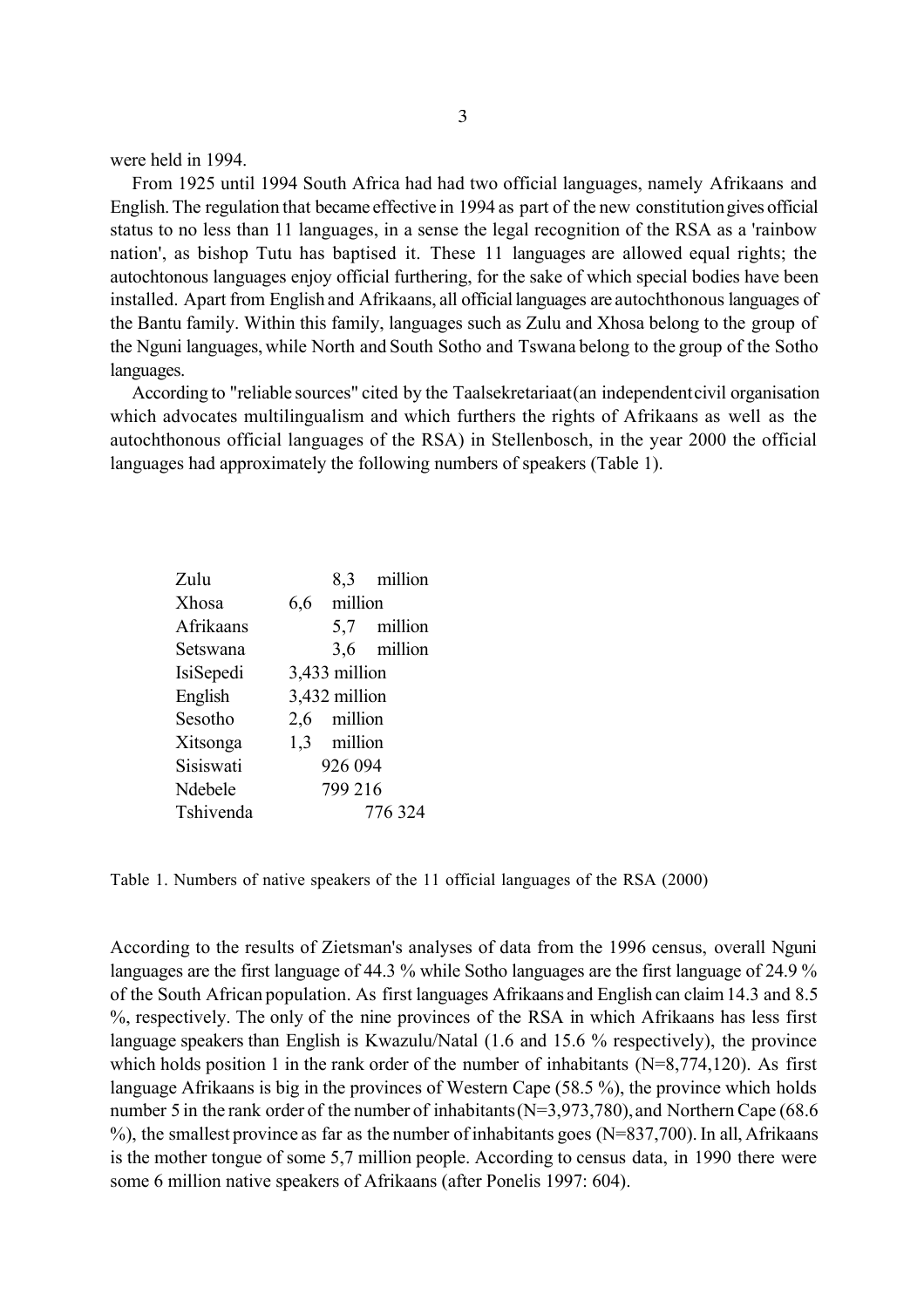were held in 1994.

From 1925 until 1994 South Africa had had two official languages, namely Afrikaans and English. The regulation that became effective in 1994 as part of the new constitution gives official status to no less than 11 languages, in a sense the legal recognition of the RSA as a 'rainbow nation', as bishop Tutu has baptised it. These 11 languages are allowed equal rights; the autochtonous languages enjoy official furthering, for the sake of which special bodies have been installed. Apart from English and Afrikaans, all official languages are autochthonous languages of the Bantu family. Within this family, languages such as Zulu and Xhosa belong to the group of the Nguni languages, while North and South Sotho and Tswana belong to the group of the Sotho languages.

According to "reliable sources" cited by the Taalsekretariaat (an independent civil organisation which advocates multilingualism and which furthers the rights of Afrikaans as well as the autochthonous official languages of the RSA) in Stellenbosch, in the year 2000 the official languages had approximately the following numbers of speakers (Table 1).

| Language | Speakers |
|---|---|
| Zulu | 8,3 million |
| Xhosa | 6,6 million |
| Afrikaans | 5,7 million |
| Setswana | 3,6 million |
| IsiSepedi | 3,433 million |
| English | 3,432 million |
| Sesotho | 2,6 million |
| Xitsonga | 1,3 million |
| Sisiswati | 926 094 |
| Ndebele | 799 216 |
| Tshivenda | 776 324 |

Table 1. Numbers of native speakers of the 11 official languages of the RSA (2000)

According to the results of Zietsman's analyses of data from the 1996 census, overall Nguni languages are the first language of 44.3 % while Sotho languages are the first language of 24.9 % of the South African population. As first languages Afrikaans and English can claim 14.3 and 8.5 %, respectively. The only of the nine provinces of the RSA in which Afrikaans has less first language speakers than English is Kwazulu/Natal (1.6 and 15.6 % respectively), the province which holds position 1 in the rank order of the number of inhabitants (N=8,774,120). As first language Afrikaans is big in the provinces of Western Cape (58.5 %), the province which holds number 5 in the rank order of the number of inhabitants (N=3,973,780), and Northern Cape (68.6 %), the smallest province as far as the number of inhabitants goes (N=837,700). In all, Afrikaans is the mother tongue of some 5,7 million people. According to census data, in 1990 there were some 6 million native speakers of Afrikaans (after Ponelis 1997: 604).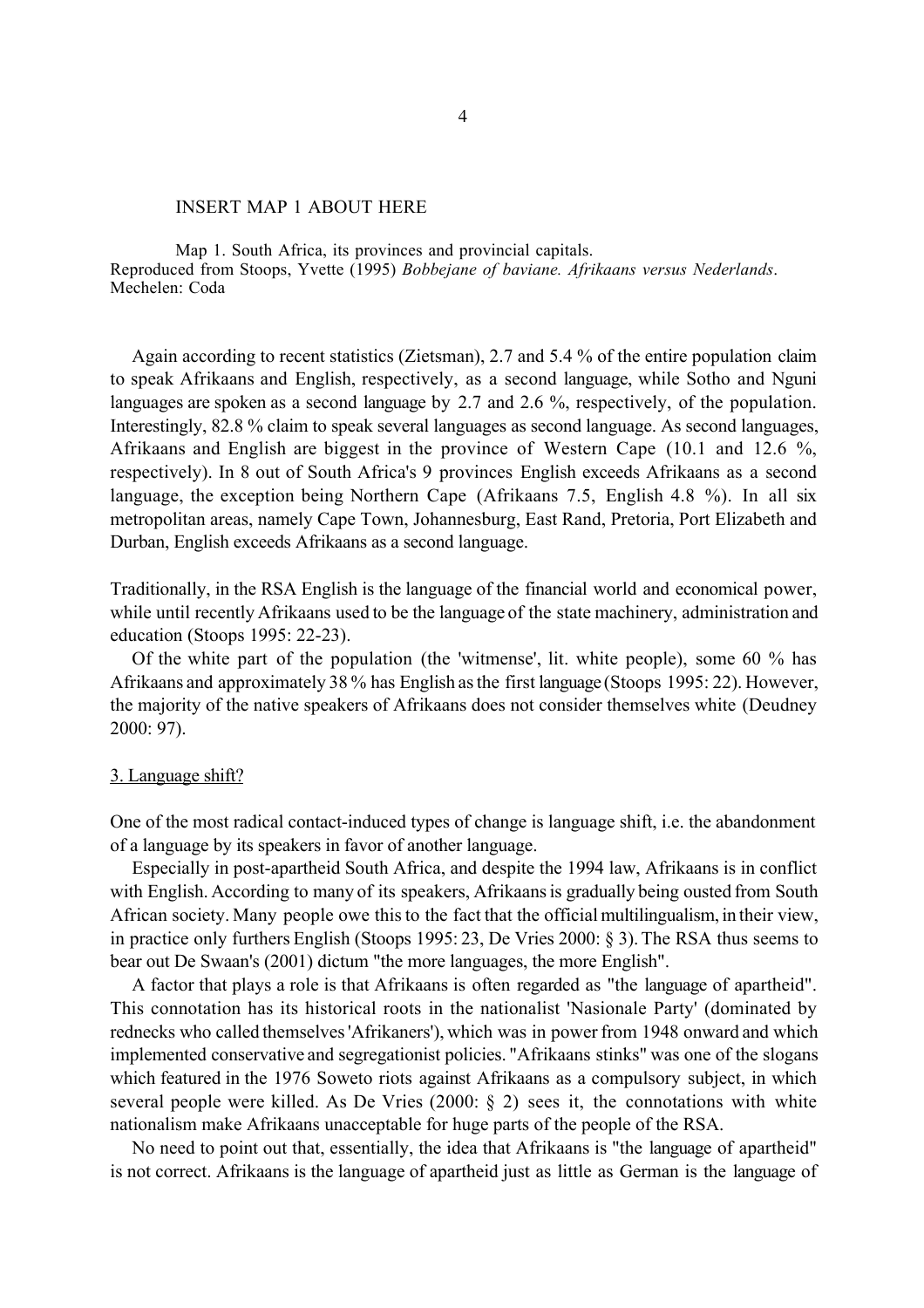INSERT MAP 1 ABOUT HERE

Map 1. South Africa, its provinces and provincial capitals.
Reproduced from Stoops, Yvette (1995) *Bobbejane of baviane. Afrikaans versus Nederlands*. Mechelen: Coda

Again according to recent statistics (Zietsman), 2.7 and 5.4 % of the entire population claim to speak Afrikaans and English, respectively, as a second language, while Sotho and Nguni languages are spoken as a second language by 2.7 and 2.6 %, respectively, of the population. Interestingly, 82.8 % claim to speak several languages as second language. As second languages, Afrikaans and English are biggest in the province of Western Cape (10.1 and 12.6 %, respectively). In 8 out of South Africa's 9 provinces English exceeds Afrikaans as a second language, the exception being Northern Cape (Afrikaans 7.5, English 4.8 %). In all six metropolitan areas, namely Cape Town, Johannesburg, East Rand, Pretoria, Port Elizabeth and Durban, English exceeds Afrikaans as a second language.

Traditionally, in the RSA English is the language of the financial world and economical power, while until recently Afrikaans used to be the language of the state machinery, administration and education (Stoops 1995: 22-23).

Of the white part of the population (the 'witmense', lit. white people), some 60 % has Afrikaans and approximately 38 % has English as the first language (Stoops 1995: 22). However, the majority of the native speakers of Afrikaans does not consider themselves white (Deudney 2000: 97).

## 3. Language shift?

One of the most radical contact-induced types of change is language shift, i.e. the abandonment of a language by its speakers in favor of another language.

Especially in post-apartheid South Africa, and despite the 1994 law, Afrikaans is in conflict with English. According to many of its speakers, Afrikaans is gradually being ousted from South African society. Many people owe this to the fact that the official multilingualism, in their view, in practice only furthers English (Stoops 1995: 23, De Vries 2000: § 3). The RSA thus seems to bear out De Swaan's (2001) dictum "the more languages, the more English".

A factor that plays a role is that Afrikaans is often regarded as "the language of apartheid". This connotation has its historical roots in the nationalist 'Nasionale Party' (dominated by rednecks who called themselves 'Afrikaners'), which was in power from 1948 onward and which implemented conservative and segregationist policies. "Afrikaans stinks" was one of the slogans which featured in the 1976 Soweto riots against Afrikaans as a compulsory subject, in which several people were killed. As De Vries (2000: § 2) sees it, the connotations with white nationalism make Afrikaans unacceptable for huge parts of the people of the RSA.

No need to point out that, essentially, the idea that Afrikaans is "the language of apartheid" is not correct. Afrikaans is the language of apartheid just as little as German is the language of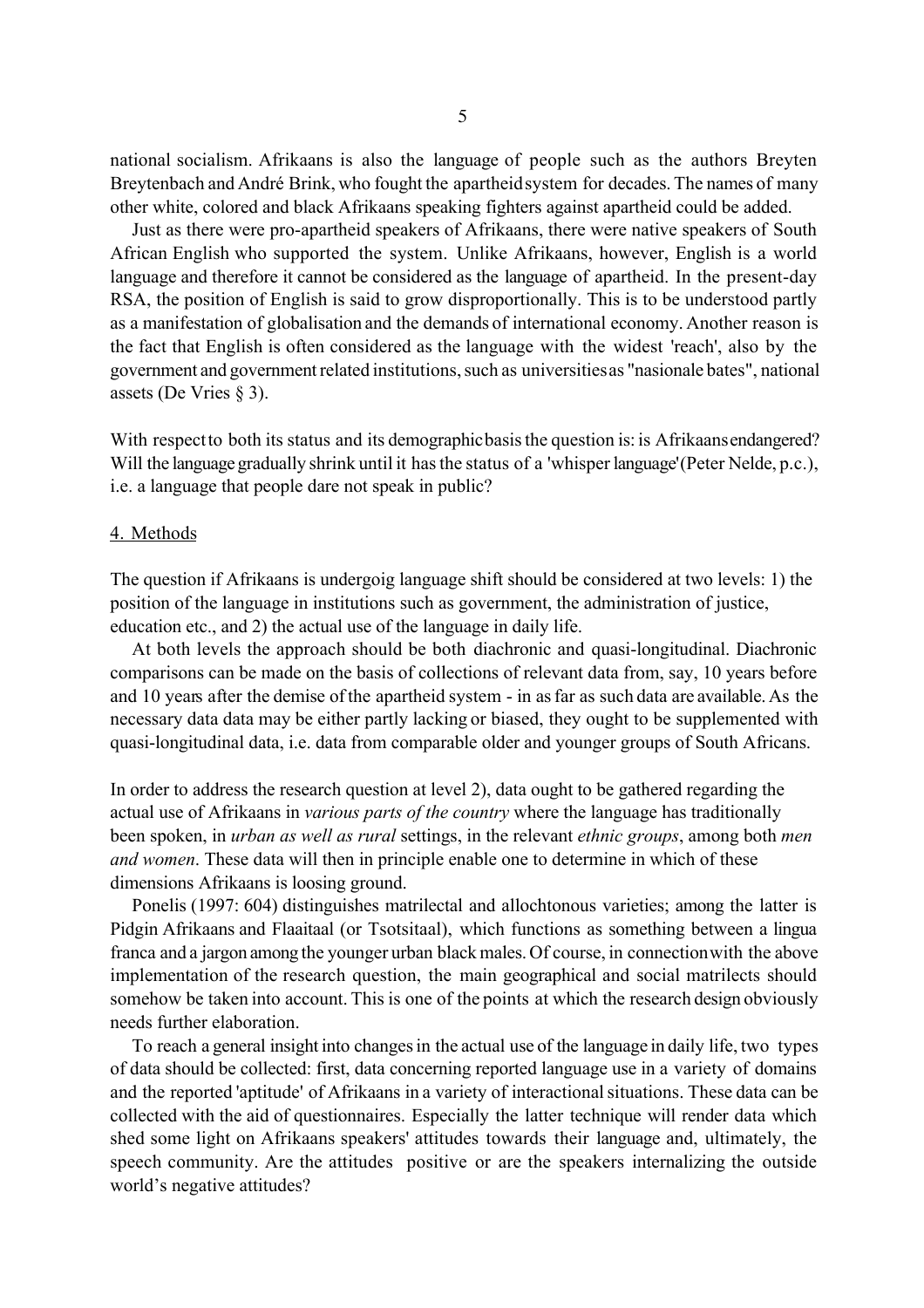national socialism. Afrikaans is also the language of people such as the authors Breyten Breytenbach and André Brink, who fought the apartheid system for decades. The names of many other white, colored and black Afrikaans speaking fighters against apartheid could be added.

Just as there were pro-apartheid speakers of Afrikaans, there were native speakers of South African English who supported the system. Unlike Afrikaans, however, English is a world language and therefore it cannot be considered as the language of apartheid. In the present-day RSA, the position of English is said to grow disproportionally. This is to be understood partly as a manifestation of globalisation and the demands of international economy. Another reason is the fact that English is often considered as the language with the widest 'reach', also by the government and government related institutions, such as universities as "nasionale bates", national assets (De Vries § 3).

With respect to both its status and its demographic basis the question is: is Afrikaans endangered? Will the language gradually shrink until it has the status of a 'whisper language'(Peter Nelde, p.c.), i.e. a language that people dare not speak in public?

## 4. Methods

The question if Afrikaans is undergoig language shift should be considered at two levels: 1) the position of the language in institutions such as government, the administration of justice, education etc., and 2) the actual use of the language in daily life.

At both levels the approach should be both diachronic and quasi-longitudinal. Diachronic comparisons can be made on the basis of collections of relevant data from, say, 10 years before and 10 years after the demise of the apartheid system - in as far as such data are available. As the necessary data data may be either partly lacking or biased, they ought to be supplemented with quasi-longitudinal data, i.e. data from comparable older and younger groups of South Africans.

In order to address the research question at level 2), data ought to be gathered regarding the actual use of Afrikaans in *various parts of the country* where the language has traditionally been spoken, in *urban as well as rural* settings, in the relevant *ethnic groups*, among both *men and women*. These data will then in principle enable one to determine in which of these dimensions Afrikaans is loosing ground.

Ponelis (1997: 604) distinguishes matrilectal and allochtonous varieties; among the latter is Pidgin Afrikaans and Flaaitaal (or Tsotsitaal), which functions as something between a lingua franca and a jargon among the younger urban black males. Of course, in connection with the above implementation of the research question, the main geographical and social matrilects should somehow be taken into account. This is one of the points at which the research design obviously needs further elaboration.

To reach a general insight into changes in the actual use of the language in daily life, two types of data should be collected: first, data concerning reported language use in a variety of domains and the reported 'aptitude' of Afrikaans in a variety of interactional situations. These data can be collected with the aid of questionnaires. Especially the latter technique will render data which shed some light on Afrikaans speakers' attitudes towards their language and, ultimately, the speech community. Are the attitudes positive or are the speakers internalizing the outside world's negative attitudes?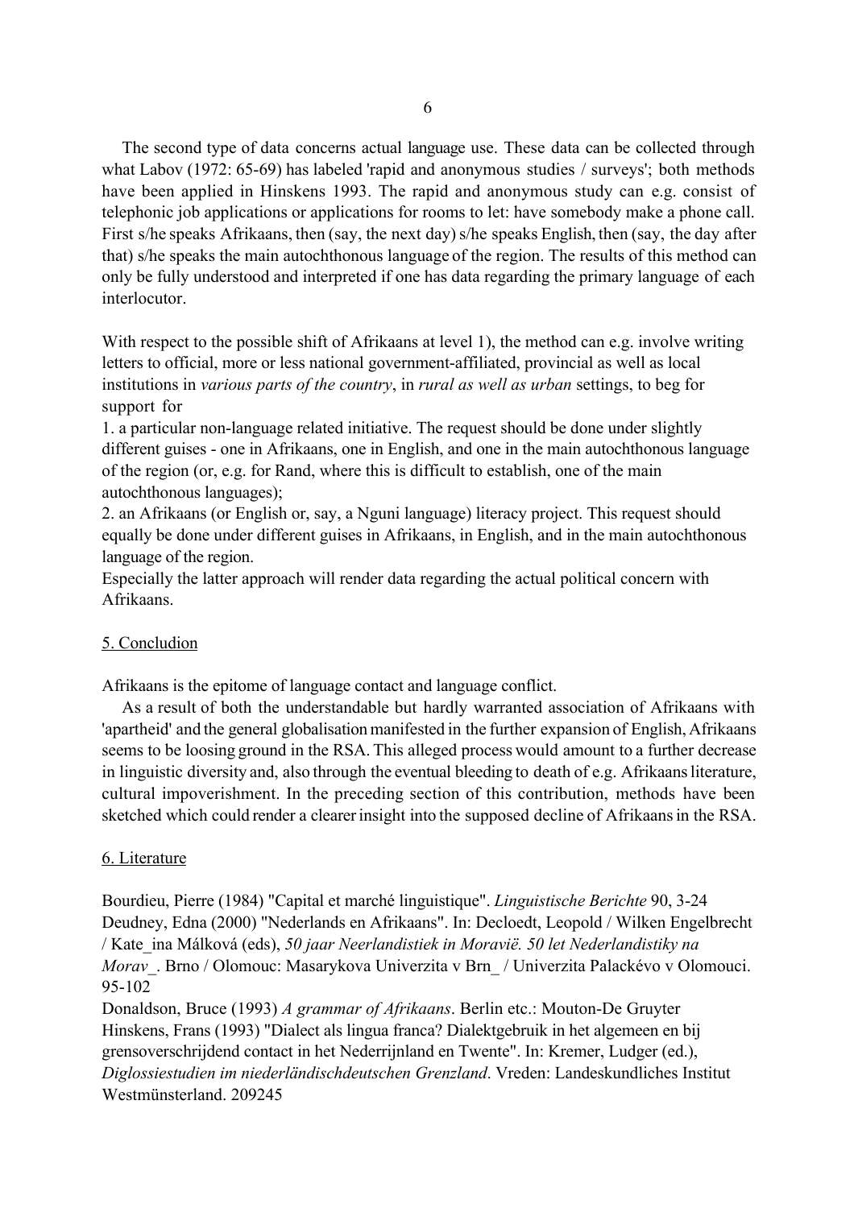The second type of data concerns actual language use. These data can be collected through what Labov (1972: 65-69) has labeled 'rapid and anonymous studies / surveys'; both methods have been applied in Hinskens 1993. The rapid and anonymous study can e.g. consist of telephonic job applications or applications for rooms to let: have somebody make a phone call. First s/he speaks Afrikaans, then (say, the next day) s/he speaks English, then (say, the day after that) s/he speaks the main autochthonous language of the region. The results of this method can only be fully understood and interpreted if one has data regarding the primary language of each interlocutor.

With respect to the possible shift of Afrikaans at level 1), the method can e.g. involve writing letters to official, more or less national government-affiliated, provincial as well as local institutions in *various parts of the country*, in *rural as well as urban* settings, to beg for support for

1. a particular non-language related initiative. The request should be done under slightly different guises - one in Afrikaans, one in English, and one in the main autochthonous language of the region (or, e.g. for Rand, where this is difficult to establish, one of the main autochthonous languages);
2. an Afrikaans (or English or, say, a Nguni language) literacy project. This request should equally be done under different guises in Afrikaans, in English, and in the main autochthonous language of the region.

Especially the latter approach will render data regarding the actual political concern with Afrikaans.

## 5. Concludion

Afrikaans is the epitome of language contact and language conflict.

As a result of both the understandable but hardly warranted association of Afrikaans with 'apartheid' and the general globalisation manifested in the further expansion of English, Afrikaans seems to be loosing ground in the RSA. This alleged process would amount to a further decrease in linguistic diversity and, also through the eventual bleeding to death of e.g. Afrikaans literature, cultural impoverishment. In the preceding section of this contribution, methods have been sketched which could render a clearer insight into the supposed decline of Afrikaans in the RSA.

## 6. Literature

Bourdieu, Pierre (1984) "Capital et marché linguistique". *Linguistische Berichte* 90, 3-24

Deudney, Edna (2000) "Nederlands en Afrikaans". In: Decloedt, Leopold / Wilken Engelbrecht / Kate_ina Málková (eds), *50 jaar Neerlandistiek in Moravië. 50 let Nederlandistiky na Morav_*. Brno / Olomouc: Masarykova Univerzita v Brn_ / Univerzita Palackévo v Olomouci. 95-102

Donaldson, Bruce (1993) *A grammar of Afrikaans*. Berlin etc.: Mouton-De Gruyter

Hinskens, Frans (1993) "Dialect als lingua franca? Dialektgebruik in het algemeen en bij grensoverschrijdend contact in het Nederrijnland en Twente". In: Kremer, Ludger (ed.), *Diglossiestudien im niederländischdeutschen Grenzland*. Vreden: Landeskundliches Institut Westmünsterland. 209245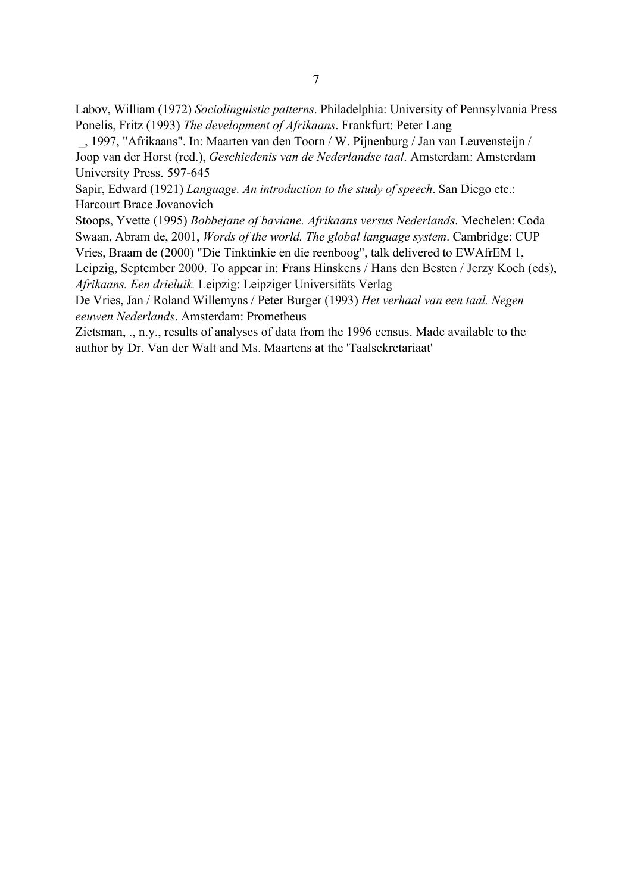Labov, William (1972) *Sociolinguistic patterns*. Philadelphia: University of Pennsylvania Press

Ponelis, Fritz (1993) *The development of Afrikaans*. Frankfurt: Peter Lang

_, 1997, "Afrikaans". In: Maarten van den Toorn / W. Pijnenburg / Jan van Leuvensteijn / Joop van der Horst (red.), *Geschiedenis van de Nederlandse taal*. Amsterdam: Amsterdam University Press. 597-645

Sapir, Edward (1921) *Language. An introduction to the study of speech*. San Diego etc.: Harcourt Brace Jovanovich

Stoops, Yvette (1995) *Bobbejane of baviane. Afrikaans versus Nederlands*. Mechelen: Coda

Swaan, Abram de, 2001, *Words of the world. The global language system*. Cambridge: CUP

Vries, Braam de (2000) "Die Tinktinkie en die reenboog", talk delivered to EWAfrEM 1, Leipzig, September 2000. To appear in: Frans Hinskens / Hans den Besten / Jerzy Koch (eds), *Afrikaans. Een drieluik.* Leipzig: Leipziger Universitäts Verlag

De Vries, Jan / Roland Willemyns / Peter Burger (1993) *Het verhaal van een taal. Negen eeuwen Nederlands*. Amsterdam: Prometheus

Zietsman, ., n.y., results of analyses of data from the 1996 census. Made available to the author by Dr. Van der Walt and Ms. Maartens at the 'Taalsekretariaat'